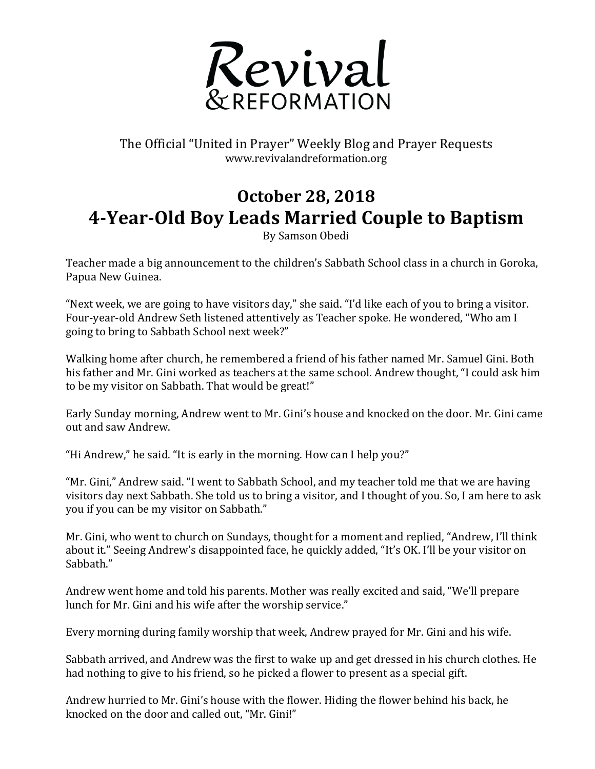# Revival & REFORMATION

The Official "United in Prayer" Weekly Blog and Prayer Requests
www.revivalandreformation.org

## October 28, 2018
## 4-Year-Old Boy Leads Married Couple to Baptism

By Samson Obedi

Teacher made a big announcement to the children's Sabbath School class in a church in Goroka, Papua New Guinea.

"Next week, we are going to have visitors day," she said. "I'd like each of you to bring a visitor. Four-year-old Andrew Seth listened attentively as Teacher spoke. He wondered, "Who am I going to bring to Sabbath School next week?"

Walking home after church, he remembered a friend of his father named Mr. Samuel Gini. Both his father and Mr. Gini worked as teachers at the same school. Andrew thought, "I could ask him to be my visitor on Sabbath. That would be great!"

Early Sunday morning, Andrew went to Mr. Gini's house and knocked on the door. Mr. Gini came out and saw Andrew.

"Hi Andrew," he said. "It is early in the morning. How can I help you?"

"Mr. Gini," Andrew said. "I went to Sabbath School, and my teacher told me that we are having visitors day next Sabbath. She told us to bring a visitor, and I thought of you. So, I am here to ask you if you can be my visitor on Sabbath."

Mr. Gini, who went to church on Sundays, thought for a moment and replied, "Andrew, I'll think about it." Seeing Andrew's disappointed face, he quickly added, "It's OK. I'll be your visitor on Sabbath."

Andrew went home and told his parents. Mother was really excited and said, "We'll prepare lunch for Mr. Gini and his wife after the worship service."

Every morning during family worship that week, Andrew prayed for Mr. Gini and his wife.

Sabbath arrived, and Andrew was the first to wake up and get dressed in his church clothes. He had nothing to give to his friend, so he picked a flower to present as a special gift.

Andrew hurried to Mr. Gini's house with the flower. Hiding the flower behind his back, he knocked on the door and called out, "Mr. Gini!"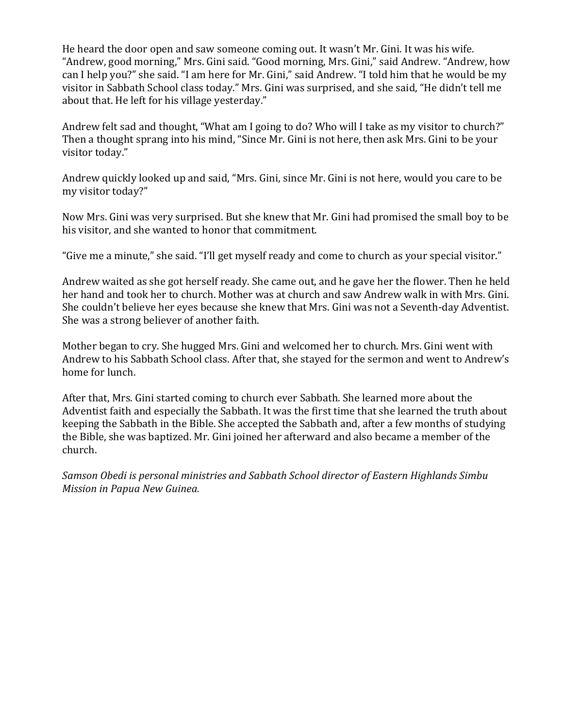He heard the door open and saw someone coming out. It wasn't Mr. Gini. It was his wife. "Andrew, good morning," Mrs. Gini said. "Good morning, Mrs. Gini," said Andrew. "Andrew, how can I help you?" she said. "I am here for Mr. Gini," said Andrew. "I told him that he would be my visitor in Sabbath School class today." Mrs. Gini was surprised, and she said, "He didn't tell me about that. He left for his village yesterday."

Andrew felt sad and thought, "What am I going to do? Who will I take as my visitor to church?" Then a thought sprang into his mind, "Since Mr. Gini is not here, then ask Mrs. Gini to be your visitor today."

Andrew quickly looked up and said, "Mrs. Gini, since Mr. Gini is not here, would you care to be my visitor today?"

Now Mrs. Gini was very surprised. But she knew that Mr. Gini had promised the small boy to be his visitor, and she wanted to honor that commitment.

"Give me a minute," she said. "I'll get myself ready and come to church as your special visitor."

Andrew waited as she got herself ready. She came out, and he gave her the flower. Then he held her hand and took her to church. Mother was at church and saw Andrew walk in with Mrs. Gini. She couldn't believe her eyes because she knew that Mrs. Gini was not a Seventh-day Adventist. She was a strong believer of another faith.

Mother began to cry. She hugged Mrs. Gini and welcomed her to church. Mrs. Gini went with Andrew to his Sabbath School class. After that, she stayed for the sermon and went to Andrew's home for lunch.

After that, Mrs. Gini started coming to church ever Sabbath. She learned more about the Adventist faith and especially the Sabbath. It was the first time that she learned the truth about keeping the Sabbath in the Bible. She accepted the Sabbath and, after a few months of studying the Bible, she was baptized. Mr. Gini joined her afterward and also became a member of the church.

*Samson Obedi is personal ministries and Sabbath School director of Eastern Highlands Simbu Mission in Papua New Guinea.*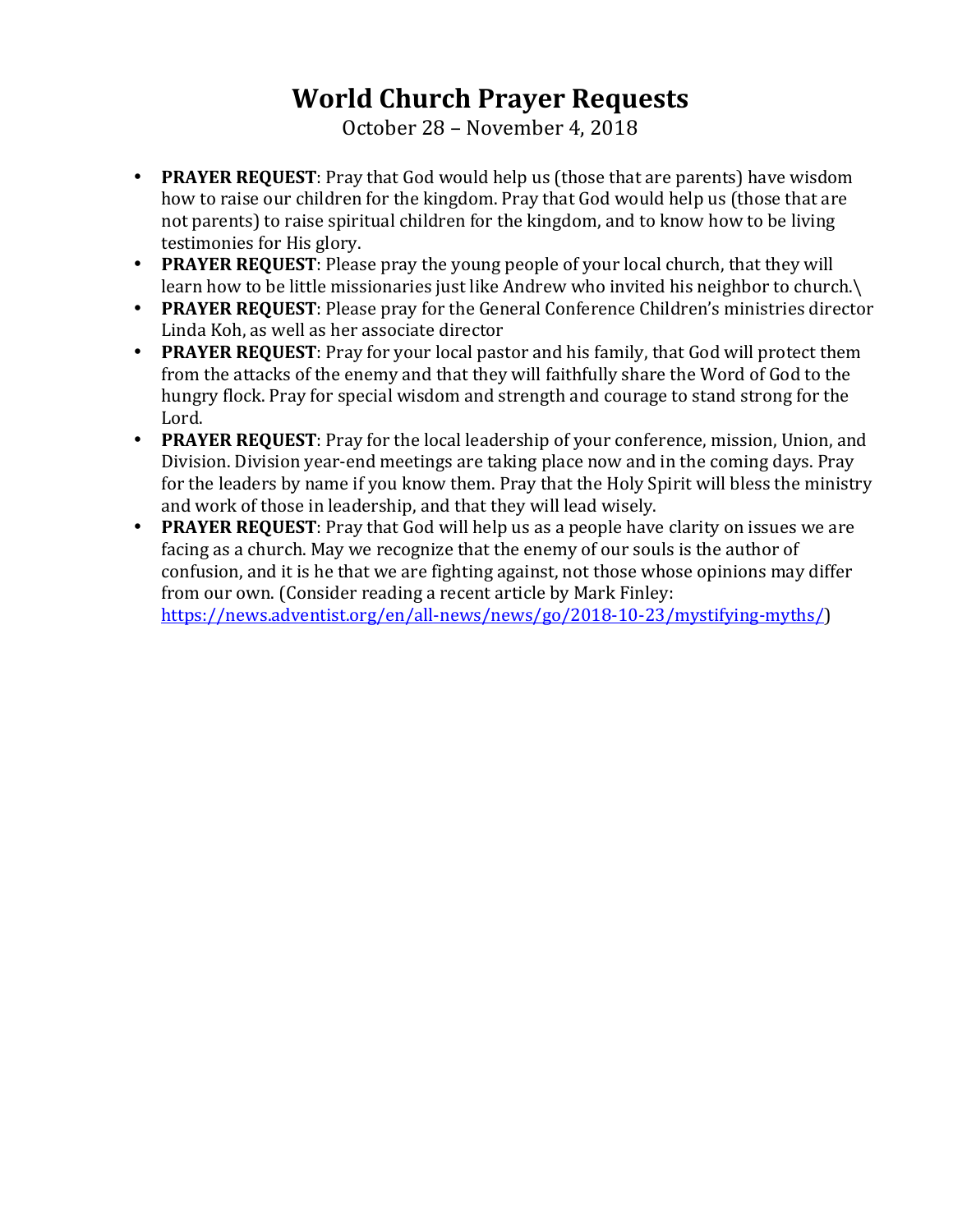# World Church Prayer Requests

October 28 – November 4, 2018

- **PRAYER REQUEST**: Pray that God would help us (those that are parents) have wisdom how to raise our children for the kingdom. Pray that God would help us (those that are not parents) to raise spiritual children for the kingdom, and to know how to be living testimonies for His glory.
- **PRAYER REQUEST**: Please pray the young people of your local church, that they will learn how to be little missionaries just like Andrew who invited his neighbor to church.\
- **PRAYER REQUEST**: Please pray for the General Conference Children's ministries director Linda Koh, as well as her associate director
- **PRAYER REQUEST**: Pray for your local pastor and his family, that God will protect them from the attacks of the enemy and that they will faithfully share the Word of God to the hungry flock. Pray for special wisdom and strength and courage to stand strong for the Lord.
- **PRAYER REQUEST**: Pray for the local leadership of your conference, mission, Union, and Division. Division year-end meetings are taking place now and in the coming days. Pray for the leaders by name if you know them. Pray that the Holy Spirit will bless the ministry and work of those in leadership, and that they will lead wisely.
- **PRAYER REQUEST**: Pray that God will help us as a people have clarity on issues we are facing as a church. May we recognize that the enemy of our souls is the author of confusion, and it is he that we are fighting against, not those whose opinions may differ from our own. (Consider reading a recent article by Mark Finley: https://news.adventist.org/en/all-news/news/go/2018-10-23/mystifying-myths/)